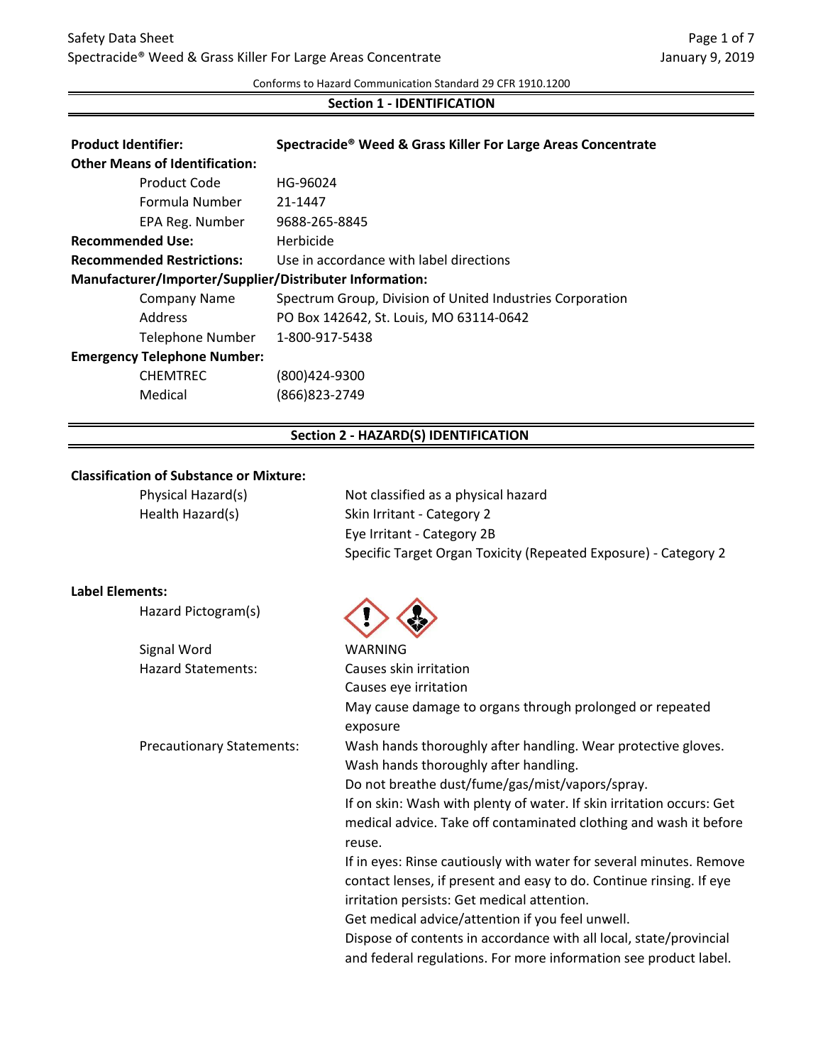Conforms to Hazard Communication Standard 29 CFR 1910.1200

## Section 1 - IDENTIFICATION

**Product Identifier:** **Spectracide® Weed & Grass Killer For Large Areas Concentrate**

**Other Means of Identification:**

| | |
|---|---|
| Product Code | HG-96024 |
| Formula Number | 21-1447 |
| EPA Reg. Number | 9688-265-8845 |

**Recommended Use:** Herbicide

**Recommended Restrictions:** Use in accordance with label directions

**Manufacturer/Importer/Supplier/Distributer Information:**

| | |
|---|---|
| Company Name | Spectrum Group, Division of United Industries Corporation |
| Address | PO Box 142642, St. Louis, MO 63114-0642 |
| Telephone Number | 1-800-917-5438 |

**Emergency Telephone Number:**

| | |
|---|---|
| CHEMTREC | (800)424-9300 |
| Medical | (866)823-2749 |

## Section 2 - HAZARD(S) IDENTIFICATION

**Classification of Substance or Mixture:**

Physical Hazard(s): Not classified as a physical hazard

Health Hazard(s):
- Skin Irritant - Category 2
- Eye Irritant - Category 2B
- Specific Target Organ Toxicity (Repeated Exposure) - Category 2

**Label Elements:**

Hazard Pictogram(s)

Signal Word: WARNING

Hazard Statements:
- Causes skin irritation
- Causes eye irritation
- May cause damage to organs through prolonged or repeated exposure

Precautionary Statements:
- Wash hands thoroughly after handling. Wear protective gloves.
- Wash hands thoroughly after handling.
- Do not breathe dust/fume/gas/mist/vapors/spray.
- If on skin: Wash with plenty of water. If skin irritation occurs: Get medical advice. Take off contaminated clothing and wash it before reuse.
- If in eyes: Rinse cautiously with water for several minutes. Remove contact lenses, if present and easy to do. Continue rinsing. If eye irritation persists: Get medical attention.
- Get medical advice/attention if you feel unwell.
- Dispose of contents in accordance with all local, state/provincial and federal regulations. For more information see product label.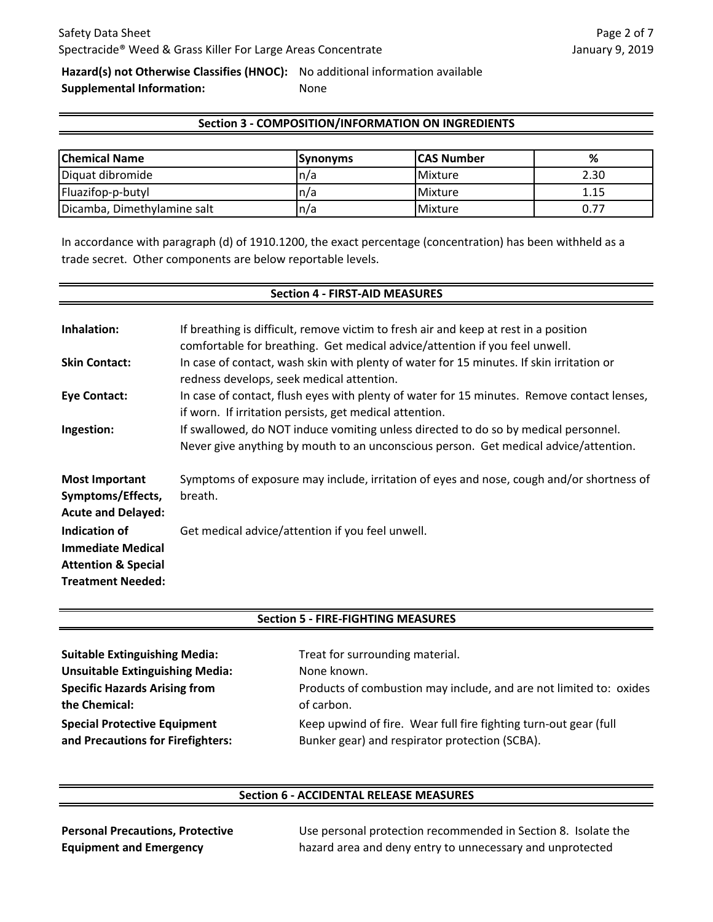**Hazard(s) not Otherwise Classifies (HNOC):** No additional information available
**Supplemental Information:** None

## Section 3 - COMPOSITION/INFORMATION ON INGREDIENTS

| Chemical Name | Synonyms | CAS Number | % |
|---|---|---|---|
| Diquat dibromide | n/a | Mixture | 2.30 |
| Fluazifop-p-butyl | n/a | Mixture | 1.15 |
| Dicamba, Dimethylamine salt | n/a | Mixture | 0.77 |

In accordance with paragraph (d) of 1910.1200, the exact percentage (concentration) has been withheld as a trade secret. Other components are below reportable levels.

## Section 4 - FIRST-AID MEASURES

**Inhalation:** If breathing is difficult, remove victim to fresh air and keep at rest in a position comfortable for breathing. Get medical advice/attention if you feel unwell.

**Skin Contact:** In case of contact, wash skin with plenty of water for 15 minutes. If skin irritation or redness develops, seek medical attention.

**Eye Contact:** In case of contact, flush eyes with plenty of water for 15 minutes. Remove contact lenses, if worn. If irritation persists, get medical attention.

**Ingestion:** If swallowed, do NOT induce vomiting unless directed to do so by medical personnel. Never give anything by mouth to an unconscious person. Get medical advice/attention.

**Most Important Symptoms/Effects, Acute and Delayed:** Symptoms of exposure may include, irritation of eyes and nose, cough and/or shortness of breath.

**Indication of Immediate Medical Attention & Special Treatment Needed:** Get medical advice/attention if you feel unwell.

## Section 5 - FIRE-FIGHTING MEASURES

**Suitable Extinguishing Media:** Treat for surrounding material.

**Unsuitable Extinguishing Media:** None known.

**Specific Hazards Arising from the Chemical:** Products of combustion may include, and are not limited to: oxides of carbon.

**Special Protective Equipment and Precautions for Firefighters:** Keep upwind of fire. Wear full fire fighting turn-out gear (full Bunker gear) and respirator protection (SCBA).

## Section 6 - ACCIDENTAL RELEASE MEASURES

**Personal Precautions, Protective Equipment and Emergency** Use personal protection recommended in Section 8. Isolate the hazard area and deny entry to unnecessary and unprotected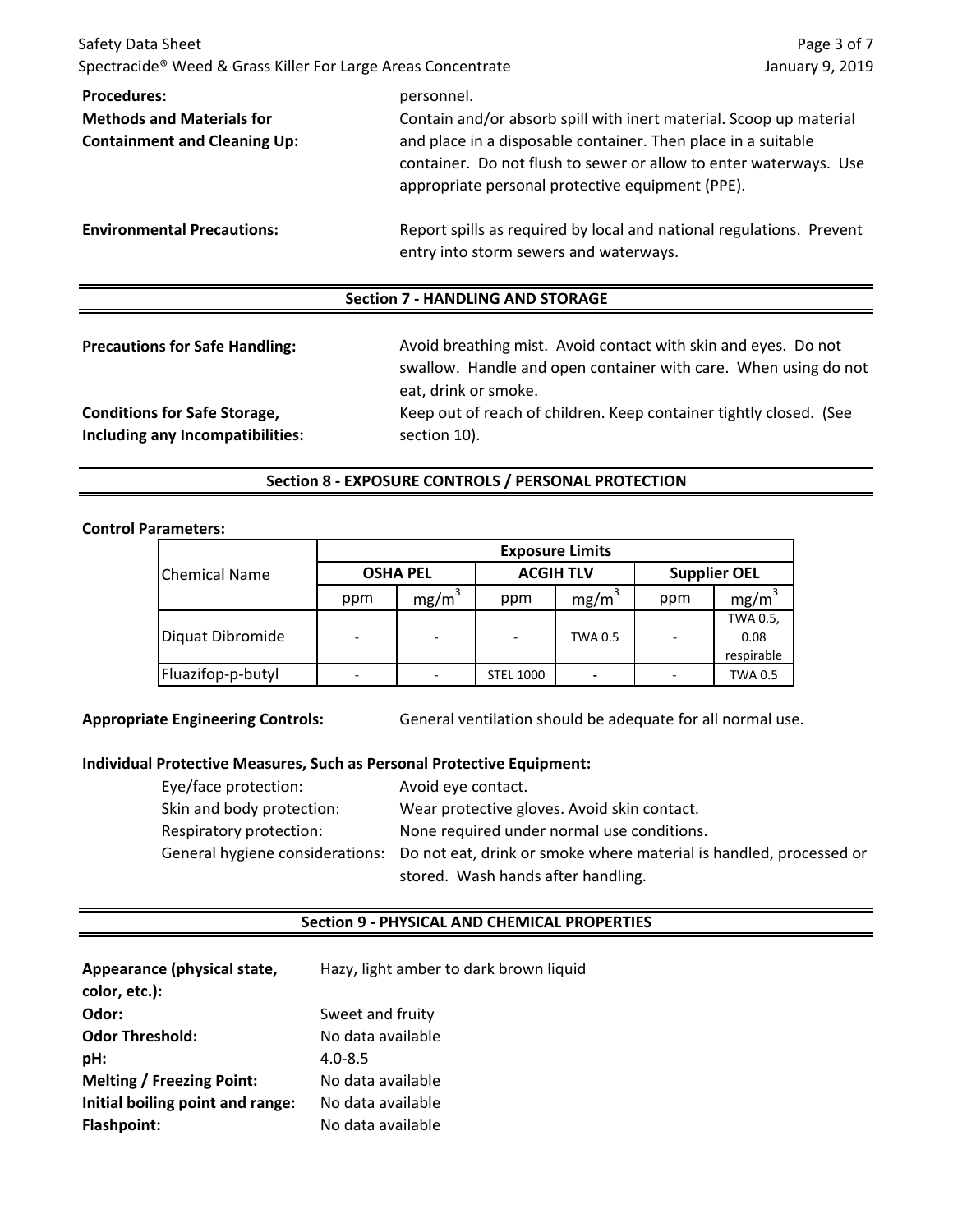| | |
|---|---|
| **Procedures:** | personnel. |
| **Methods and Materials for Containment and Cleaning Up:** | Contain and/or absorb spill with inert material. Scoop up material and place in a disposable container. Then place in a suitable container. Do not flush to sewer or allow to enter waterways. Use appropriate personal protective equipment (PPE). |
| **Environmental Precautions:** | Report spills as required by local and national regulations. Prevent entry into storm sewers and waterways. |

## Section 7 - HANDLING AND STORAGE

| | |
|---|---|
| **Precautions for Safe Handling:** | Avoid breathing mist. Avoid contact with skin and eyes. Do not swallow. Handle and open container with care. When using do not eat, drink or smoke. |
| **Conditions for Safe Storage, Including any Incompatibilities:** | Keep out of reach of children. Keep container tightly closed. (See section 10). |

## Section 8 - EXPOSURE CONTROLS / PERSONAL PROTECTION

**Control Parameters:**

| Chemical Name | Exposure Limits | | | | | |
|---|---|---|---|---|---|---|
| | OSHA PEL | | ACGIH TLV | | Supplier OEL | |
| | ppm | $mg/m^3$ | ppm | $mg/m^3$ | ppm | $mg/m^3$ |
| Diquat Dibromide | - | - | - | TWA 0.5 | - | TWA 0.5, 0.08 respirable |
| Fluazifop-p-butyl | - | - | STEL 1000 | - | - | TWA 0.5 |

**Appropriate Engineering Controls:** General ventilation should be adequate for all normal use.

**Individual Protective Measures, Such as Personal Protective Equipment:**

| | |
|---|---|
| Eye/face protection: | Avoid eye contact. |
| Skin and body protection: | Wear protective gloves. Avoid skin contact. |
| Respiratory protection: | None required under normal use conditions. |
| General hygiene considerations: | Do not eat, drink or smoke where material is handled, processed or stored. Wash hands after handling. |

## Section 9 - PHYSICAL AND CHEMICAL PROPERTIES

| | |
|---|---|
| **Appearance (physical state, color, etc.):** | Hazy, light amber to dark brown liquid |
| **Odor:** | Sweet and fruity |
| **Odor Threshold:** | No data available |
| **pH:** | 4.0-8.5 |
| **Melting / Freezing Point:** | No data available |
| **Initial boiling point and range:** | No data available |
| **Flashpoint:** | No data available |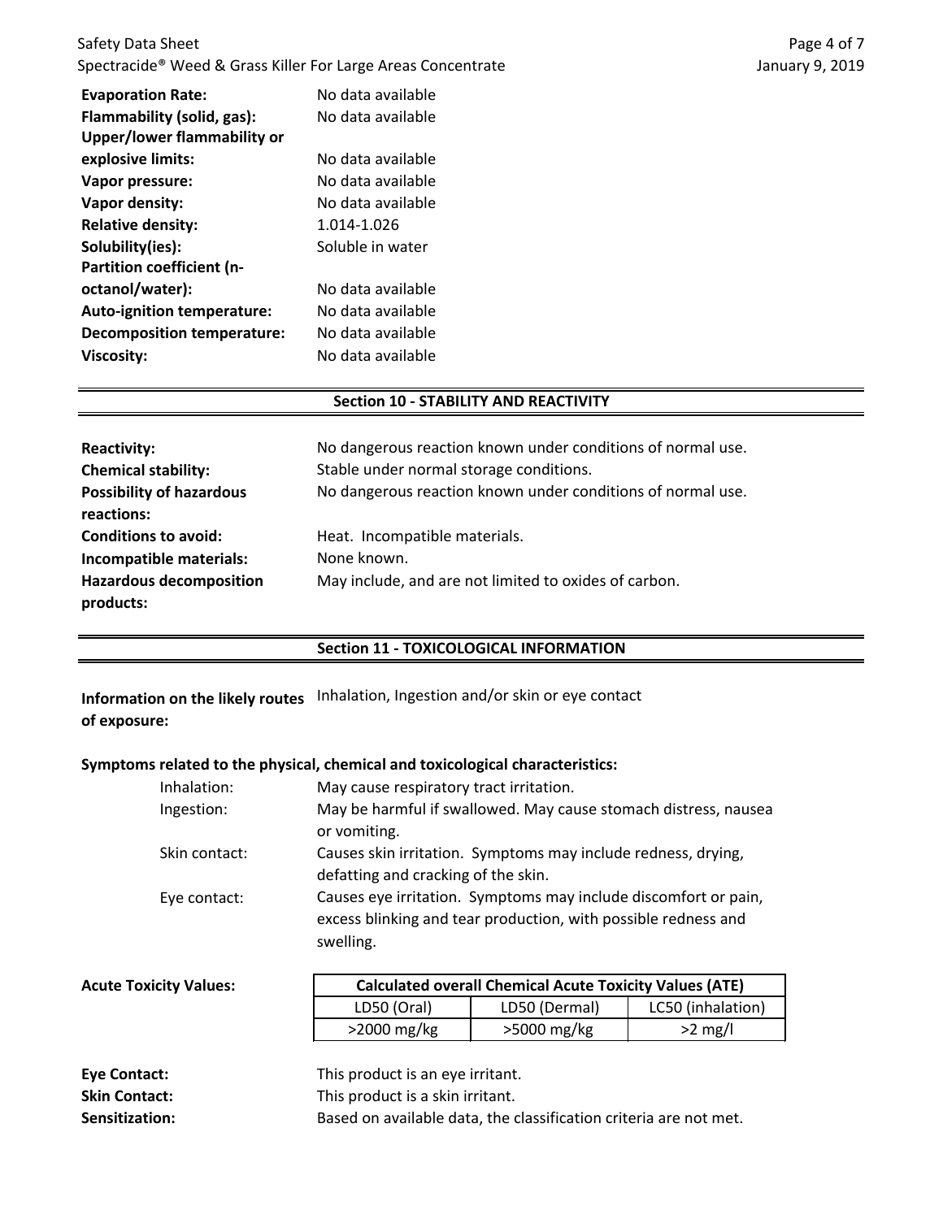**Evaporation Rate:** No data available
**Flammability (solid, gas):** No data available
**Upper/lower flammability or explosive limits:** No data available
**Vapor pressure:** No data available
**Vapor density:** No data available
**Relative density:** 1.014-1.026
**Solubility(ies):** Soluble in water
**Partition coefficient (n-octanol/water):** No data available
**Auto-ignition temperature:** No data available
**Decomposition temperature:** No data available
**Viscosity:** No data available

## Section 10 - STABILITY AND REACTIVITY

**Reactivity:** No dangerous reaction known under conditions of normal use.
**Chemical stability:** Stable under normal storage conditions.
**Possibility of hazardous reactions:** No dangerous reaction known under conditions of normal use.
**Conditions to avoid:** Heat. Incompatible materials.
**Incompatible materials:** None known.
**Hazardous decomposition products:** May include, and are not limited to oxides of carbon.

## Section 11 - TOXICOLOGICAL INFORMATION

**Information on the likely routes of exposure:** Inhalation, Ingestion and/or skin or eye contact

**Symptoms related to the physical, chemical and toxicological characteristics:**

Inhalation: May cause respiratory tract irritation.
Ingestion: May be harmful if swallowed. May cause stomach distress, nausea or vomiting.
Skin contact: Causes skin irritation. Symptoms may include redness, drying, defatting and cracking of the skin.
Eye contact: Causes eye irritation. Symptoms may include discomfort or pain, excess blinking and tear production, with possible redness and swelling.

**Acute Toxicity Values:**

| Calculated overall Chemical Acute Toxicity Values (ATE) | | |
|---|---|---|
| LD50 (Oral) | LD50 (Dermal) | LC50 (inhalation) |
| >2000 mg/kg | >5000 mg/kg | >2 mg/l |

**Eye Contact:** This product is an eye irritant.
**Skin Contact:** This product is a skin irritant.
**Sensitization:** Based on available data, the classification criteria are not met.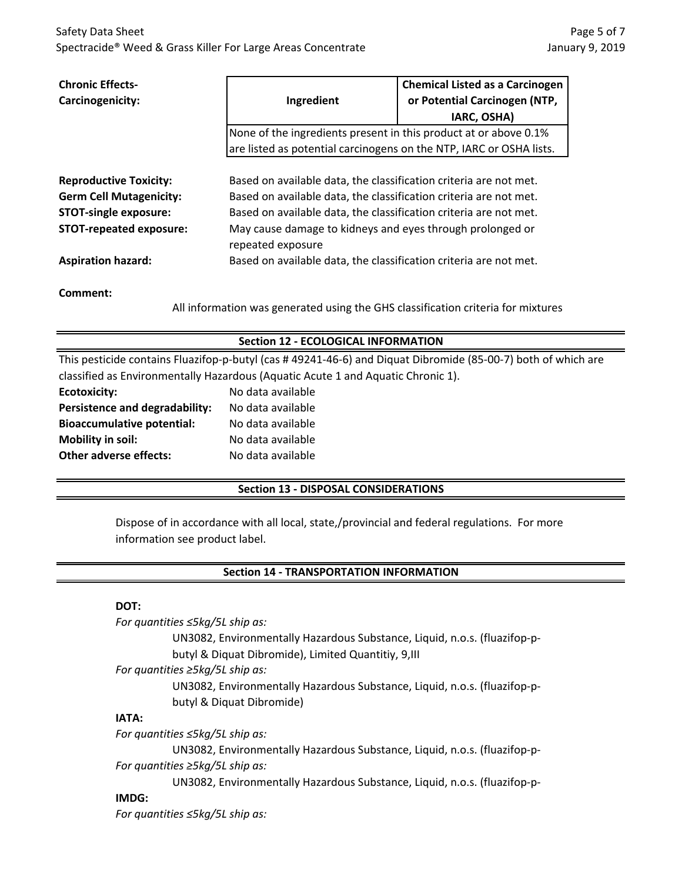**Chronic Effects-Carcinogenicity:**

| Ingredient | Chemical Listed as a Carcinogen or Potential Carcinogen (NTP, IARC, OSHA) |
| --- | --- |
| None of the ingredients present in this product at or above 0.1% are listed as potential carcinogens on the NTP, IARC or OSHA lists. | |

**Reproductive Toxicity:** Based on available data, the classification criteria are not met.
**Germ Cell Mutagenicity:** Based on available data, the classification criteria are not met.
**STOT-single exposure:** Based on available data, the classification criteria are not met.
**STOT-repeated exposure:** May cause damage to kidneys and eyes through prolonged or repeated exposure
**Aspiration hazard:** Based on available data, the classification criteria are not met.

**Comment:**

All information was generated using the GHS classification criteria for mixtures

## Section 12 - ECOLOGICAL INFORMATION

This pesticide contains Fluazifop-p-butyl (cas # 49241-46-6) and Diquat Dibromide (85-00-7) both of which are classified as Environmentally Hazardous (Aquatic Acute 1 and Aquatic Chronic 1).

**Ecotoxicity:** No data available
**Persistence and degradability:** No data available
**Bioaccumulative potential:** No data available
**Mobility in soil:** No data available
**Other adverse effects:** No data available

## Section 13 - DISPOSAL CONSIDERATIONS

Dispose of in accordance with all local, state,/provincial and federal regulations. For more information see product label.

## Section 14 - TRANSPORTATION INFORMATION

**DOT:**

*For quantities ≤5kg/5L ship as:*

UN3082, Environmentally Hazardous Substance, Liquid, n.o.s. (fluazifop-p-butyl & Diquat Dibromide), Limited Quantitiy, 9,III

*For quantities ≥5kg/5L ship as:*

UN3082, Environmentally Hazardous Substance, Liquid, n.o.s. (fluazifop-p-butyl & Diquat Dibromide)

**IATA:**

*For quantities ≤5kg/5L ship as:*

UN3082, Environmentally Hazardous Substance, Liquid, n.o.s. (fluazifop-p-

*For quantities ≥5kg/5L ship as:*

UN3082, Environmentally Hazardous Substance, Liquid, n.o.s. (fluazifop-p-

**IMDG:**

*For quantities ≤5kg/5L ship as:*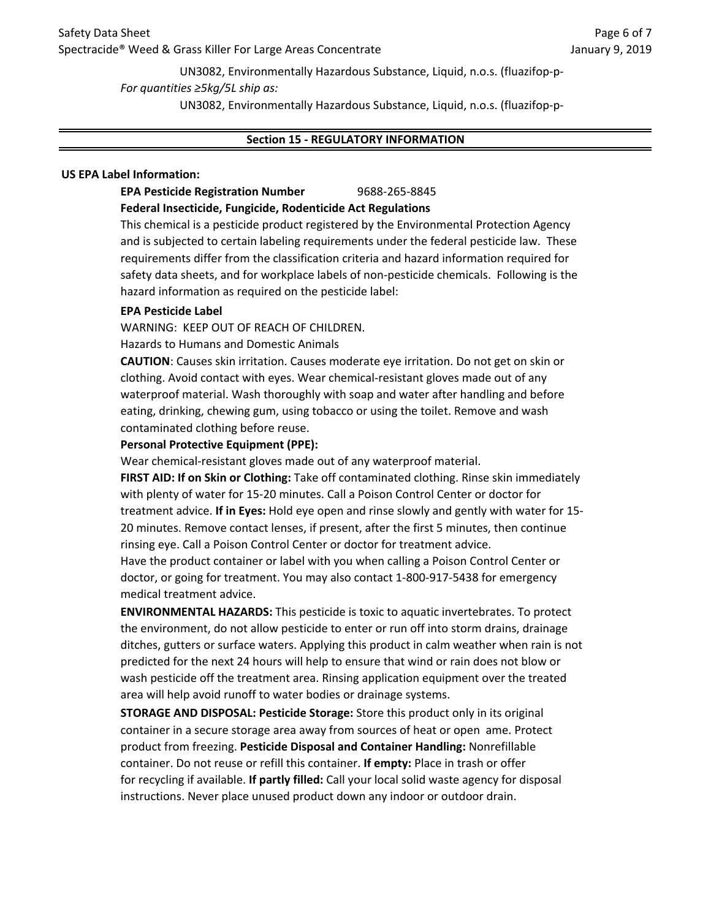UN3082, Environmentally Hazardous Substance, Liquid, n.o.s. (fluazifop-p-

*For quantities ≥5kg/5L ship as:*

UN3082, Environmentally Hazardous Substance, Liquid, n.o.s. (fluazifop-p-

## Section 15 - REGULATORY INFORMATION

**US EPA Label Information:**

**EPA Pesticide Registration Number** 9688-265-8845

**Federal Insecticide, Fungicide, Rodenticide Act Regulations**

This chemical is a pesticide product registered by the Environmental Protection Agency and is subjected to certain labeling requirements under the federal pesticide law. These requirements differ from the classification criteria and hazard information required for safety data sheets, and for workplace labels of non-pesticide chemicals. Following is the hazard information as required on the pesticide label:

**EPA Pesticide Label**

WARNING: KEEP OUT OF REACH OF CHILDREN.

Hazards to Humans and Domestic Animals

**CAUTION**: Causes skin irritation. Causes moderate eye irritation. Do not get on skin or clothing. Avoid contact with eyes. Wear chemical-resistant gloves made out of any waterproof material. Wash thoroughly with soap and water after handling and before eating, drinking, chewing gum, using tobacco or using the toilet. Remove and wash contaminated clothing before reuse.

**Personal Protective Equipment (PPE):**

Wear chemical-resistant gloves made out of any waterproof material.

**FIRST AID: If on Skin or Clothing:** Take off contaminated clothing. Rinse skin immediately with plenty of water for 15-20 minutes. Call a Poison Control Center or doctor for treatment advice. **If in Eyes:** Hold eye open and rinse slowly and gently with water for 15-20 minutes. Remove contact lenses, if present, after the first 5 minutes, then continue rinsing eye. Call a Poison Control Center or doctor for treatment advice.

Have the product container or label with you when calling a Poison Control Center or doctor, or going for treatment. You may also contact 1-800-917-5438 for emergency medical treatment advice.

**ENVIRONMENTAL HAZARDS:** This pesticide is toxic to aquatic invertebrates. To protect the environment, do not allow pesticide to enter or run off into storm drains, drainage ditches, gutters or surface waters. Applying this product in calm weather when rain is not predicted for the next 24 hours will help to ensure that wind or rain does not blow or wash pesticide off the treatment area. Rinsing application equipment over the treated area will help avoid runoff to water bodies or drainage systems.

**STORAGE AND DISPOSAL: Pesticide Storage:** Store this product only in its original container in a secure storage area away from sources of heat or open ame. Protect product from freezing. **Pesticide Disposal and Container Handling:** Nonrefillable container. Do not reuse or refill this container. **If empty:** Place in trash or offer for recycling if available. **If partly filled:** Call your local solid waste agency for disposal instructions. Never place unused product down any indoor or outdoor drain.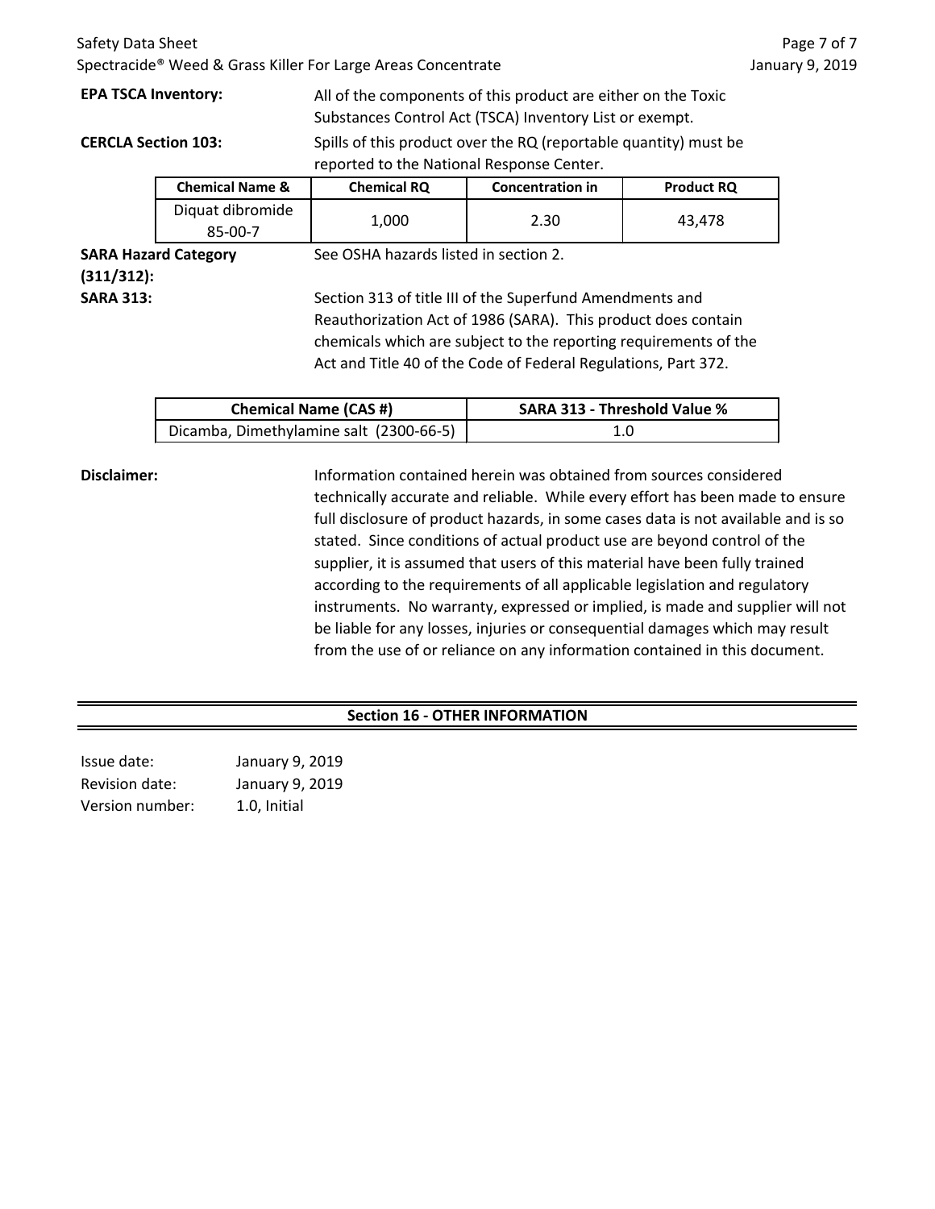**EPA TSCA Inventory:** All of the components of this product are either on the Toxic Substances Control Act (TSCA) Inventory List or exempt.

**CERCLA Section 103:** Spills of this product over the RQ (reportable quantity) must be reported to the National Response Center.

| Chemical Name & | Chemical RQ | Concentration in | Product RQ |
|---|---|---|---|
| Diquat dibromide 85-00-7 | 1,000 | 2.30 | 43,478 |

**SARA Hazard Category (311/312):** See OSHA hazards listed in section 2.

**SARA 313:** Section 313 of title III of the Superfund Amendments and Reauthorization Act of 1986 (SARA). This product does contain chemicals which are subject to the reporting requirements of the Act and Title 40 of the Code of Federal Regulations, Part 372.

| Chemical Name (CAS #) | SARA 313 - Threshold Value % |
|---|---|
| Dicamba, Dimethylamine salt (2300-66-5) | 1.0 |

**Disclaimer:** Information contained herein was obtained from sources considered technically accurate and reliable. While every effort has been made to ensure full disclosure of product hazards, in some cases data is not available and is so stated. Since conditions of actual product use are beyond control of the supplier, it is assumed that users of this material have been fully trained according to the requirements of all applicable legislation and regulatory instruments. No warranty, expressed or implied, is made and supplier will not be liable for any losses, injuries or consequential damages which may result from the use of or reliance on any information contained in this document.

## Section 16 - OTHER INFORMATION

Issue date: January 9, 2019
Revision date: January 9, 2019
Version number: 1.0, Initial